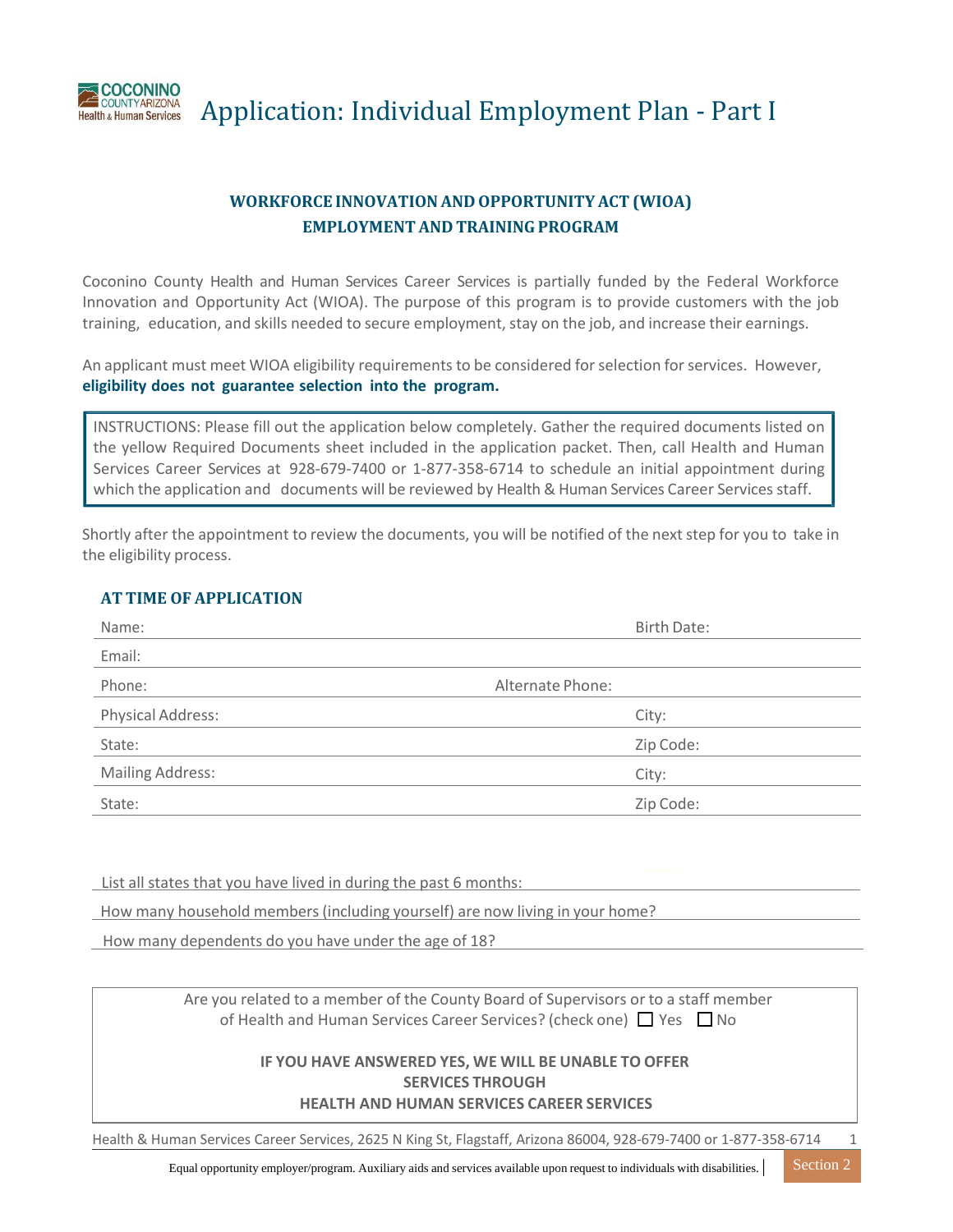# Application: Individual Employment Plan - Part I

**WORKFORCE INNOVATION AND OPPORTUNITY ACT (WIOA)**
**EMPLOYMENT AND TRAINING PROGRAM**

Coconino County Health and Human Services Career Services is partially funded by the Federal Workforce Innovation and Opportunity Act (WIOA). The purpose of this program is to provide customers with the job training, education, and skills needed to secure employment, stay on the job, and increase their earnings.

An applicant must meet WIOA eligibility requirements to be considered for selection for services. However, **eligibility does not guarantee selection into the program.**

INSTRUCTIONS: Please fill out the application below completely. Gather the required documents listed on the yellow Required Documents sheet included in the application packet. Then, call Health and Human Services Career Services at 928-679-7400 or 1-877-358-6714 to schedule an initial appointment during which the application and documents will be reviewed by Health & Human Services Career Services staff.

Shortly after the appointment to review the documents, you will be notified of the next step for you to take in the eligibility process.

## AT TIME OF APPLICATION

Name: Birth Date:

Email:

Phone: Alternate Phone:

Physical Address: City:

State: Zip Code:

Mailing Address: City:

State: Zip Code:

List all states that you have lived in during the past 6 months:

How many household members (including yourself) are now living in your home?

How many dependents do you have under the age of 18?

Are you related to a member of the County Board of Supervisors or to a staff member of Health and Human Services Career Services? (check one) ☐ Yes ☐ No

**IF YOU HAVE ANSWERED YES, WE WILL BE UNABLE TO OFFER SERVICES THROUGH HEALTH AND HUMAN SERVICES CAREER SERVICES**

Health & Human Services Career Services, 2625 N King St, Flagstaff, Arizona 86004, 928-679-7400 or 1-877-358-6714

Equal opportunity employer/program. Auxiliary aids and services available upon request to individuals with disabilities.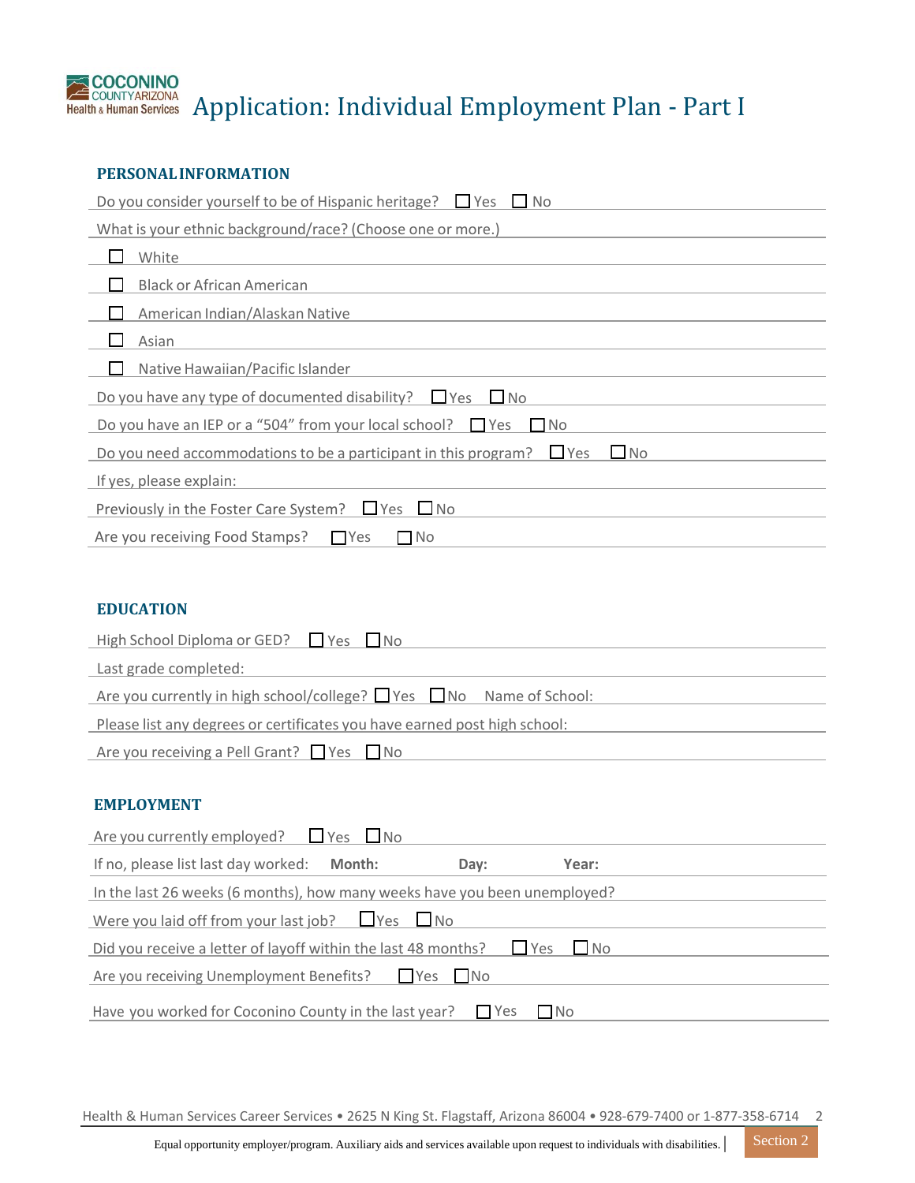# Application: Individual Employment Plan - Part I

## PERSONAL INFORMATION

Do you consider yourself to be of Hispanic heritage? ☐ Yes ☐ No

What is your ethnic background/race? (Choose one or more.)

- ☐ White
- ☐ Black or African American
- ☐ American Indian/Alaskan Native
- ☐ Asian
- ☐ Native Hawaiian/Pacific Islander

Do you have any type of documented disability? ☐ Yes ☐ No

Do you have an IEP or a "504" from your local school? ☐ Yes ☐ No

Do you need accommodations to be a participant in this program? ☐ Yes ☐ No

If yes, please explain:

Previously in the Foster Care System? ☐ Yes ☐ No

Are you receiving Food Stamps? ☐ Yes ☐ No

## EDUCATION

High School Diploma or GED? ☐ Yes ☐ No

Last grade completed:

Are you currently in high school/college? ☐ Yes ☐ No Name of School:

Please list any degrees or certificates you have earned post high school:

Are you receiving a Pell Grant? ☐ Yes ☐ No

## EMPLOYMENT

Are you currently employed? ☐ Yes ☐ No

If no, please list last day worked: **Month:** **Day:** **Year:**

In the last 26 weeks (6 months), how many weeks have you been unemployed?

Were you laid off from your last job? ☐ Yes ☐ No

Did you receive a letter of layoff within the last 48 months? ☐ Yes ☐ No

Are you receiving Unemployment Benefits? ☐ Yes ☐ No

Have you worked for Coconino County in the last year? ☐ Yes ☐ No

Health & Human Services Career Services • 2625 N King St. Flagstaff, Arizona 86004 • 928-679-7400 or 1-877-358-6714

Equal opportunity employer/program. Auxiliary aids and services available upon request to individuals with disabilities.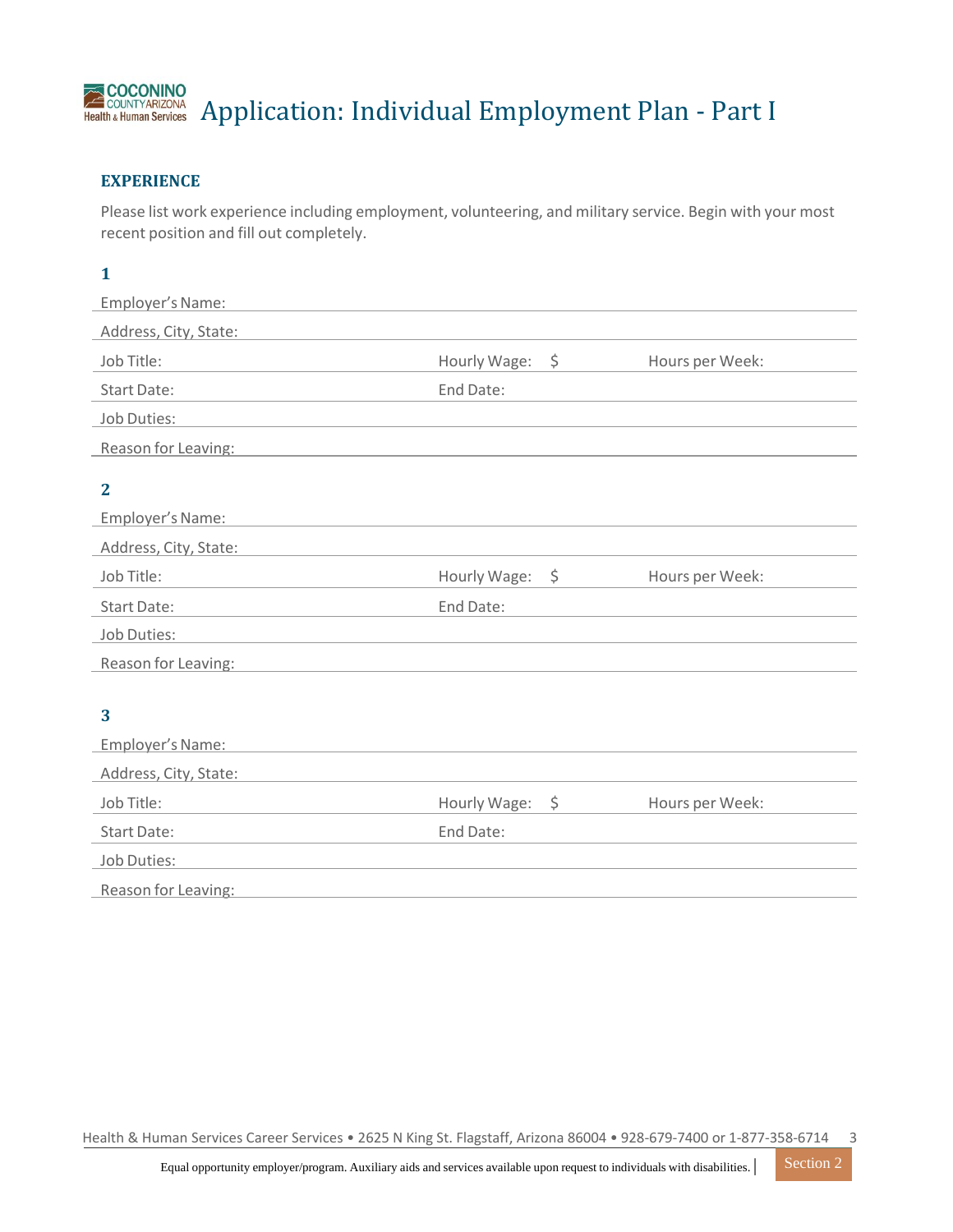# Application: Individual Employment Plan - Part I

## EXPERIENCE

Please list work experience including employment, volunteering, and military service. Begin with your most recent position and fill out completely.

### 1

Employer's Name:

Address, City, State:

Job Title: Hourly Wage: $ Hours per Week:

Start Date: End Date:

Job Duties:

Reason for Leaving:

### 2

Employer's Name:

Address, City, State:

Job Title: Hourly Wage: $ Hours per Week:

Start Date: End Date:

Job Duties:

Reason for Leaving:

### 3

Employer's Name:

Address, City, State:

Job Title: Hourly Wage: $ Hours per Week:

Start Date: End Date:

Job Duties:

Reason for Leaving:

Health & Human Services Career Services • 2625 N King St. Flagstaff, Arizona 86004 • 928-679-7400 or 1-877-358-6714

Equal opportunity employer/program. Auxiliary aids and services available upon request to individuals with disabilities.

Section 2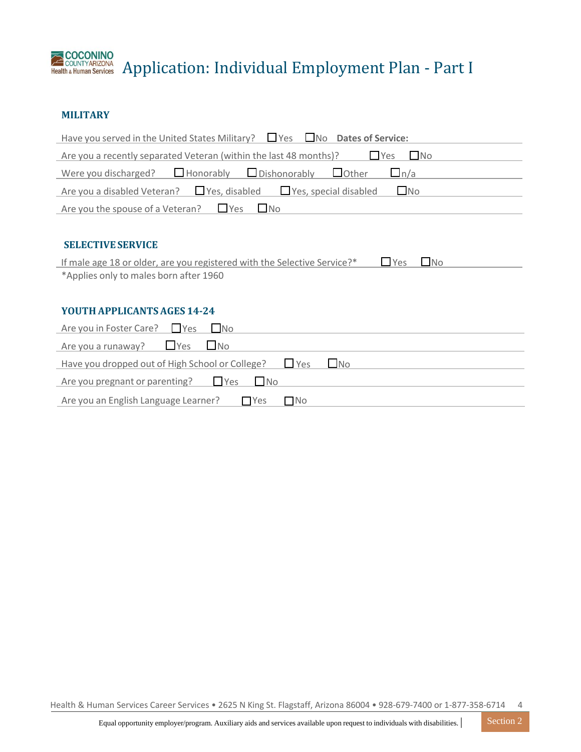# Application: Individual Employment Plan - Part I

## MILITARY

Have you served in the United States Military? ☐ Yes ☐ No **Dates of Service:**

Are you a recently separated Veteran (within the last 48 months)? ☐ Yes ☐ No

Were you discharged? ☐ Honorably ☐ Dishonorably ☐ Other ☐ n/a

Are you a disabled Veteran? ☐ Yes, disabled ☐ Yes, special disabled ☐ No

Are you the spouse of a Veteran? ☐ Yes ☐ No

## SELECTIVE SERVICE

If male age 18 or older, are you registered with the Selective Service?* ☐ Yes ☐ No

*Applies only to males born after 1960

## YOUTH APPLICANTS AGES 14-24

Are you in Foster Care? ☐ Yes ☐ No

Are you a runaway? ☐ Yes ☐ No

Have you dropped out of High School or College? ☐ Yes ☐ No

Are you pregnant or parenting? ☐ Yes ☐ No

Are you an English Language Learner? ☐ Yes ☐ No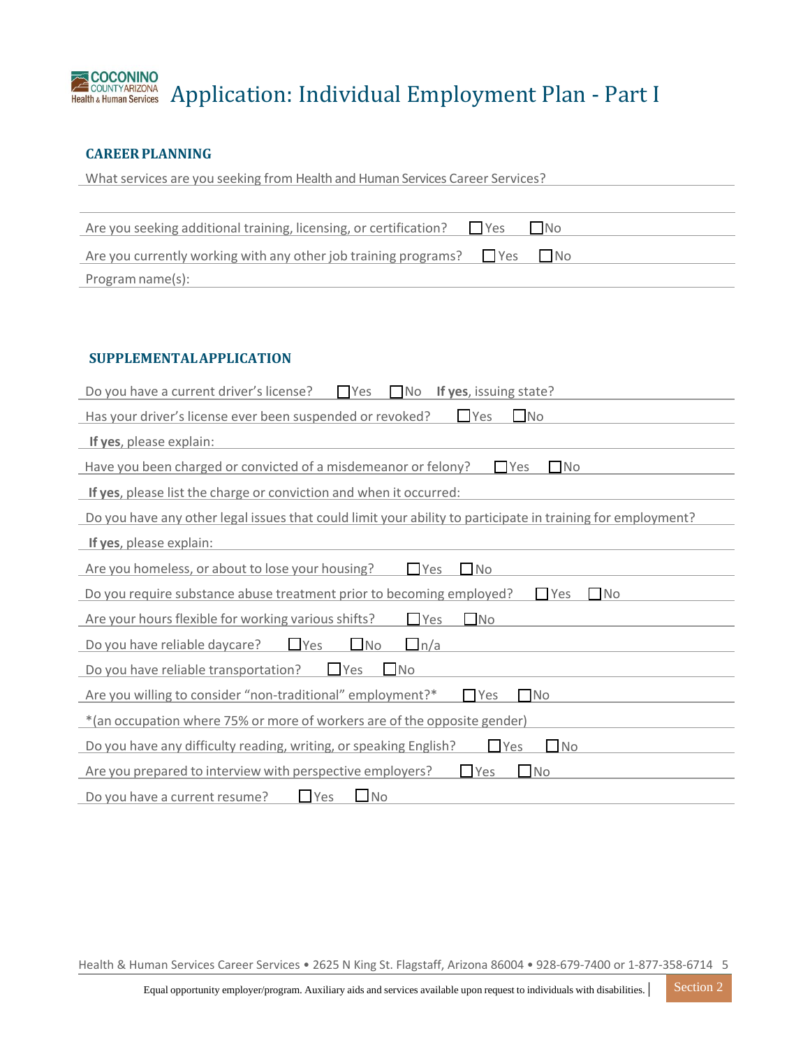# Application: Individual Employment Plan - Part I

### CAREER PLANNING

What services are you seeking from Health and Human Services Career Services?

Are you seeking additional training, licensing, or certification? ☐ Yes ☐ No

Are you currently working with any other job training programs? ☐ Yes ☐ No

Program name(s):

### SUPPLEMENTAL APPLICATION

Do you have a current driver's license? ☐ Yes ☐ No **If yes**, issuing state?

Has your driver's license ever been suspended or revoked? ☐ Yes ☐ No

**If yes**, please explain:

Have you been charged or convicted of a misdemeanor or felony? ☐ Yes ☐ No

**If yes**, please list the charge or conviction and when it occurred:

Do you have any other legal issues that could limit your ability to participate in training for employment?

**If yes**, please explain:

Are you homeless, or about to lose your housing? ☐ Yes ☐ No

Do you require substance abuse treatment prior to becoming employed? ☐ Yes ☐ No

Are your hours flexible for working various shifts? ☐ Yes ☐ No

Do you have reliable daycare? ☐ Yes ☐ No ☐ n/a

Do you have reliable transportation? ☐ Yes ☐ No

Are you willing to consider "non-traditional" employment?* ☐ Yes ☐ No

*(an occupation where 75% or more of workers are of the opposite gender)

Do you have any difficulty reading, writing, or speaking English? ☐ Yes ☐ No

Are you prepared to interview with perspective employers? ☐ Yes ☐ No

Do you have a current resume? ☐ Yes ☐ No

Health & Human Services Career Services • 2625 N King St. Flagstaff, Arizona 86004 • 928-679-7400 or 1-877-358-6714

Equal opportunity employer/program. Auxiliary aids and services available upon request to individuals with disabilities.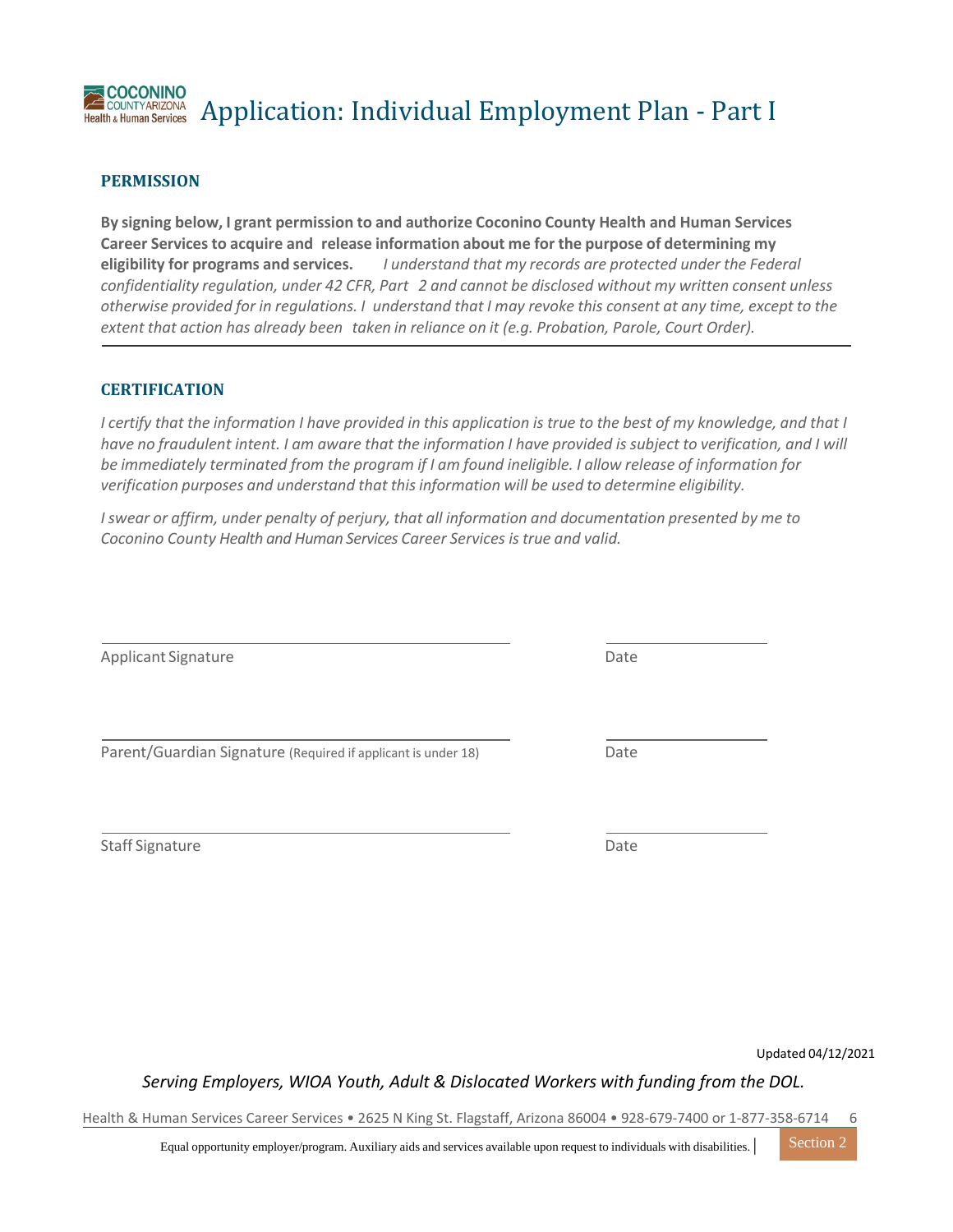# Application: Individual Employment Plan - Part I

## PERMISSION

**By signing below, I grant permission to and authorize Coconino County Health and Human Services Career Services to acquire and release information about me for the purpose of determining my eligibility for programs and services.** *I understand that my records are protected under the Federal confidentiality regulation, under 42 CFR, Part 2 and cannot be disclosed without my written consent unless otherwise provided for in regulations. I understand that I may revoke this consent at any time, except to the extent that action has already been taken in reliance on it (e.g. Probation, Parole, Court Order).*

## CERTIFICATION

*I certify that the information I have provided in this application is true to the best of my knowledge, and that I have no fraudulent intent. I am aware that the information I have provided is subject to verification, and I will be immediately terminated from the program if I am found ineligible. I allow release of information for verification purposes and understand that this information will be used to determine eligibility.*

*I swear or affirm, under penalty of perjury, that all information and documentation presented by me to Coconino County Health and Human Services Career Services is true and valid.*

______________________________ ______________

Applicant Signature Date

______________________________ ______________

Parent/Guardian Signature (Required if applicant is under 18) Date

______________________________ ______________

Staff Signature Date

Updated 04/12/2021

*Serving Employers, WIOA Youth, Adult & Dislocated Workers with funding from the DOL.*

Health & Human Services Career Services • 2625 N King St. Flagstaff, Arizona 86004 • 928-679-7400 or 1-877-358-6714

Equal opportunity employer/program. Auxiliary aids and services available upon request to individuals with disabilities.

Section 2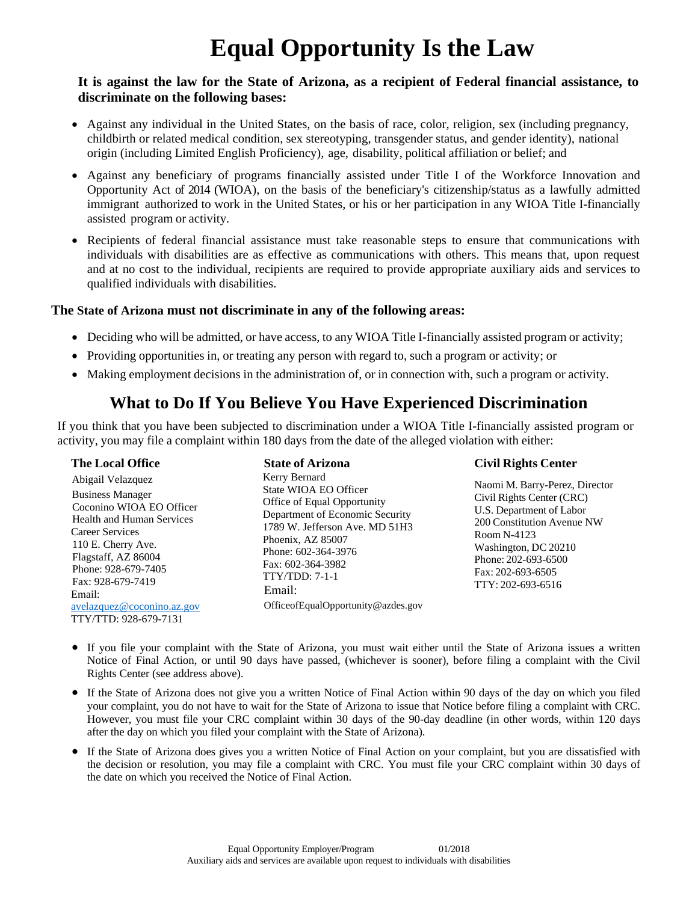# Equal Opportunity Is the Law

**It is against the law for the State of Arizona, as a recipient of Federal financial assistance, to discriminate on the following bases:**

- Against any individual in the United States, on the basis of race, color, religion, sex (including pregnancy, childbirth or related medical condition, sex stereotyping, transgender status, and gender identity), national origin (including Limited English Proficiency), age, disability, political affiliation or belief; and
- Against any beneficiary of programs financially assisted under Title I of the Workforce Innovation and Opportunity Act of 2014 (WIOA), on the basis of the beneficiary's citizenship/status as a lawfully admitted immigrant authorized to work in the United States, or his or her participation in any WIOA Title I-financially assisted program or activity.
- Recipients of federal financial assistance must take reasonable steps to ensure that communications with individuals with disabilities are as effective as communications with others. This means that, upon request and at no cost to the individual, recipients are required to provide appropriate auxiliary aids and services to qualified individuals with disabilities.

**The State of Arizona must not discriminate in any of the following areas:**

- Deciding who will be admitted, or have access, to any WIOA Title I-financially assisted program or activity;
- Providing opportunities in, or treating any person with regard to, such a program or activity; or
- Making employment decisions in the administration of, or in connection with, such a program or activity.

## What to Do If You Believe You Have Experienced Discrimination

If you think that you have been subjected to discrimination under a WIOA Title I-financially assisted program or activity, you may file a complaint within 180 days from the date of the alleged violation with either:

**The Local Office**
Abigail Velazquez
Business Manager
Coconino WIOA EO Officer
Health and Human Services
Career Services
110 E. Cherry Ave.
Flagstaff, AZ 86004
Phone: 928-679-7405
Fax: 928-679-7419
Email:
avelazquez@coconino.az.gov
TTY/TTD: 928-679-7131

**State of Arizona**
Kerry Bernard
State WIOA EO Officer
Office of Equal Opportunity
Department of Economic Security
1789 W. Jefferson Ave. MD 51H3
Phoenix, AZ 85007
Phone: 602-364-3976
Fax: 602-364-3982
TTY/TDD: 7-1-1
Email:
OfficeofEqualOpportunity@azdes.gov

**Civil Rights Center**
Naomi M. Barry-Perez, Director
Civil Rights Center (CRC)
U.S. Department of Labor
200 Constitution Avenue NW
Room N-4123
Washington, DC 20210
Phone: 202-693-6500
Fax: 202-693-6505
TTY: 202-693-6516

- If you file your complaint with the State of Arizona, you must wait either until the State of Arizona issues a written Notice of Final Action, or until 90 days have passed, (whichever is sooner), before filing a complaint with the Civil Rights Center (see address above).
- If the State of Arizona does not give you a written Notice of Final Action within 90 days of the day on which you filed your complaint, you do not have to wait for the State of Arizona to issue that Notice before filing a complaint with CRC. However, you must file your CRC complaint within 30 days of the 90-day deadline (in other words, within 120 days after the day on which you filed your complaint with the State of Arizona).
- If the State of Arizona does gives you a written Notice of Final Action on your complaint, but you are dissatisfied with the decision or resolution, you may file a complaint with CRC. You must file your CRC complaint within 30 days of the date on which you received the Notice of Final Action.

Equal Opportunity Employer/Program 01/2018
Auxiliary aids and services are available upon request to individuals with disabilities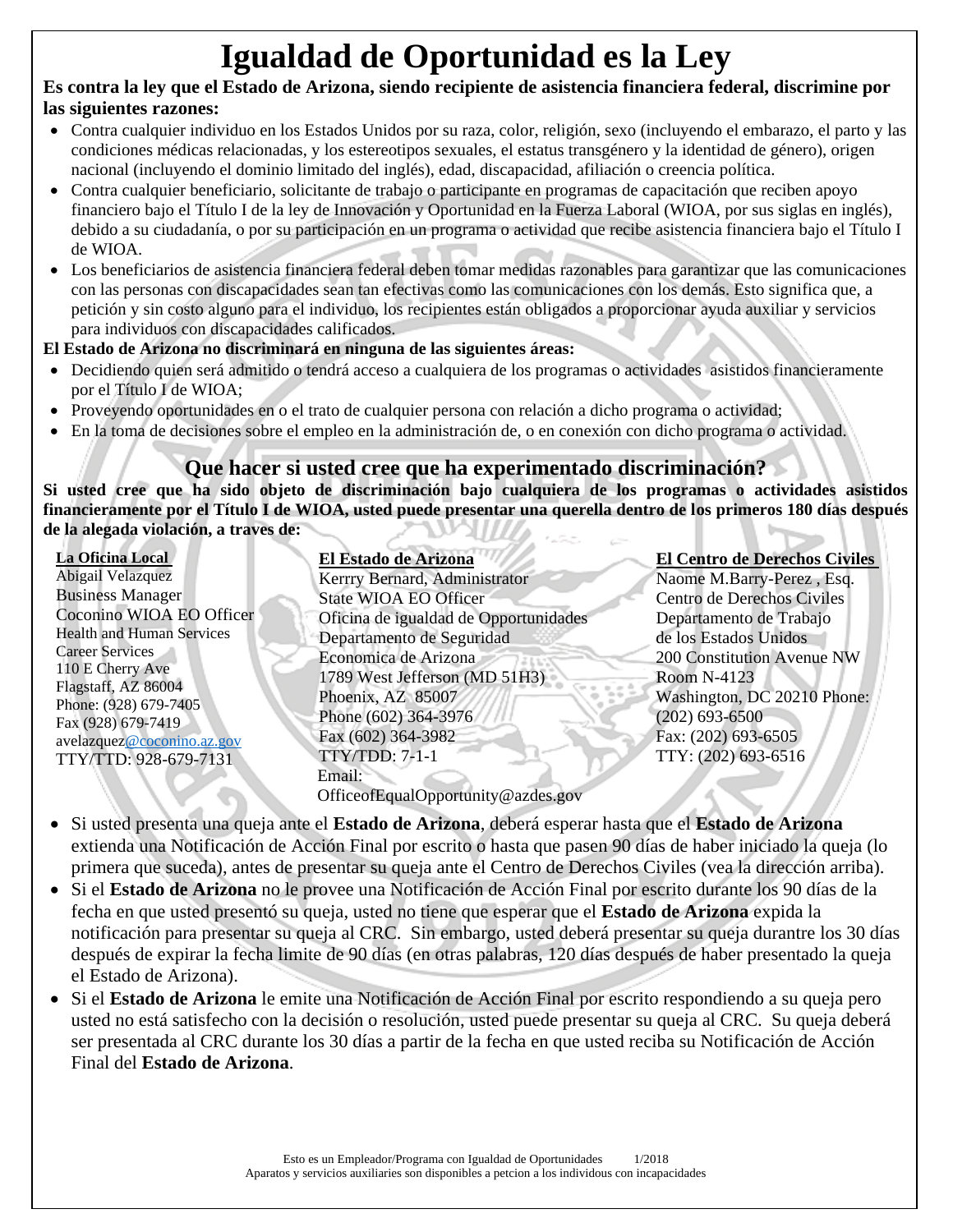# Igualdad de Oportunidad es la Ley

**Es contra la ley que el Estado de Arizona, siendo recipiente de asistencia financiera federal, discrimine por las siguientes razones:**

- Contra cualquier individuo en los Estados Unidos por su raza, color, religión, sexo (incluyendo el embarazo, el parto y las condiciones médicas relacionadas, y los estereotipos sexuales, el estatus transgénero y la identidad de género), origen nacional (incluyendo el dominio limitado del inglés), edad, discapacidad, afiliación o creencia política.
- Contra cualquier beneficiario, solicitante de trabajo o participante en programas de capacitación que reciben apoyo financiero bajo el Título I de la ley de Innovación y Oportunidad en la Fuerza Laboral (WIOA, por sus siglas en inglés), debido a su ciudadanía, o por su participación en un programa o actividad que recibe asistencia financiera bajo el Título I de WIOA.
- Los beneficiarios de asistencia financiera federal deben tomar medidas razonables para garantizar que las comunicaciones con las personas con discapacidades sean tan efectivas como las comunicaciones con los demás. Esto significa que, a petición y sin costo alguno para el individuo, los recipientes están obligados a proporcionar ayuda auxiliar y servicios para individuos con discapacidades calificados.

**El Estado de Arizona no discriminará en ninguna de las siguientes áreas:**

- Decidiendo quien será admitido o tendrá acceso a cualquiera de los programas o actividades asistidos financieramente por el Título I de WIOA;
- Proveyendo oportunidades en o el trato de cualquier persona con relación a dicho programa o actividad;
- En la toma de decisiones sobre el empleo en la administración de, o en conexión con dicho programa o actividad.

## Que hacer si usted cree que ha experimentado discriminación?

**Si usted cree que ha sido objeto de discriminación bajo cualquiera de los programas o actividades asistidos financieramente por el Título I de WIOA, usted puede presentar una querella dentro de los primeros 180 días después de la alegada violación, a traves de:**

**La Oficina Local**
Abigail Velazquez
Business Manager
Coconino WIOA EO Officer
Health and Human Services
Career Services
110 E Cherry Ave
Flagstaff, AZ 86004
Phone: (928) 679-7405
Fax (928) 679-7419
avelazquez@coconino.az.gov
TTY/TTD: 928-679-7131

**El Estado de Arizona**
Kerrry Bernard, Administrator
State WIOA EO Officer
Oficina de igualdad de Opportunidades
Departamento de Seguridad
Economica de Arizona
1789 West Jefferson (MD 51H3)
Phoenix, AZ 85007
Phone (602) 364-3976
Fax (602) 364-3982
TTY/TDD: 7-1-1
Email:
OfficeofEqualOpportunity@azdes.gov

**El Centro de Derechos Civiles**
Naome M.Barry-Perez , Esq.
Centro de Derechos Civiles
Departamento de Trabajo
de los Estados Unidos
200 Constitution Avenue NW
Room N-4123
Washington, DC 20210 Phone:
(202) 693-6500
Fax: (202) 693-6505
TTY: (202) 693-6516

- Si usted presenta una queja ante el **Estado de Arizona**, deberá esperar hasta que el **Estado de Arizona** extienda una Notificación de Acción Final por escrito o hasta que pasen 90 días de haber iniciado la queja (lo primera que suceda), antes de presentar su queja ante el Centro de Derechos Civiles (vea la dirección arriba).
- Si el **Estado de Arizona** no le provee una Notificación de Acción Final por escrito durante los 90 días de la fecha en que usted presentó su queja, usted no tiene que esperar que el **Estado de Arizona** expida la notificación para presentar su queja al CRC. Sin embargo, usted deberá presentar su queja durantre los 30 días después de expirar la fecha limite de 90 días (en otras palabras, 120 días después de haber presentado la queja el Estado de Arizona).
- Si el **Estado de Arizona** le emite una Notificación de Acción Final por escrito respondiendo a su queja pero usted no está satisfecho con la decisión o resolución, usted puede presentar su queja al CRC. Su queja deberá ser presentada al CRC durante los 30 días a partir de la fecha en que usted reciba su Notificación de Acción Final del **Estado de Arizona**.

Esto es un Empleador/Programa con Igualdad de Oportunidades 1/2018
Aparatos y servicios auxiliaries son disponibles a petcion a los individous con incapacidades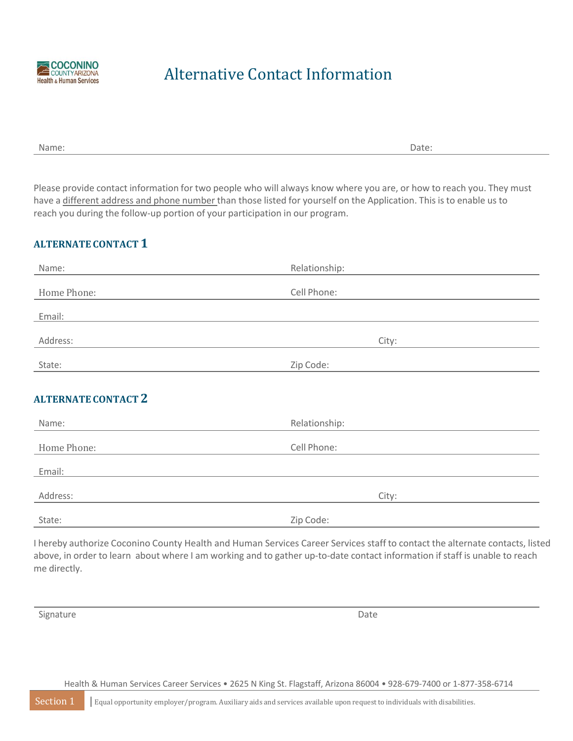COCONINO COUNTY ARIZONA Health & Human Services

# Alternative Contact Information

Name: Date:

Please provide contact information for two people who will always know where you are, or how to reach you. They must have a different address and phone number than those listed for yourself on the Application. This is to enable us to reach you during the follow-up portion of your participation in our program.

## ALTERNATE CONTACT 1

Name: Relationship:

Home Phone: Cell Phone:

Email:

Address: City:

State: Zip Code:

## ALTERNATE CONTACT 2

Name: Relationship:

Home Phone: Cell Phone:

Email:

Address: City:

State: Zip Code:

I hereby authorize Coconino County Health and Human Services Career Services staff to contact the alternate contacts, listed above, in order to learn about where I am working and to gather up-to-date contact information if staff is unable to reach me directly.

Signature Date

Health & Human Services Career Services • 2625 N King St. Flagstaff, Arizona 86004 • 928-679-7400 or 1-877-358-6714

Section 1 | Equal opportunity employer/program. Auxiliary aids and services available upon request to individuals with disabilities.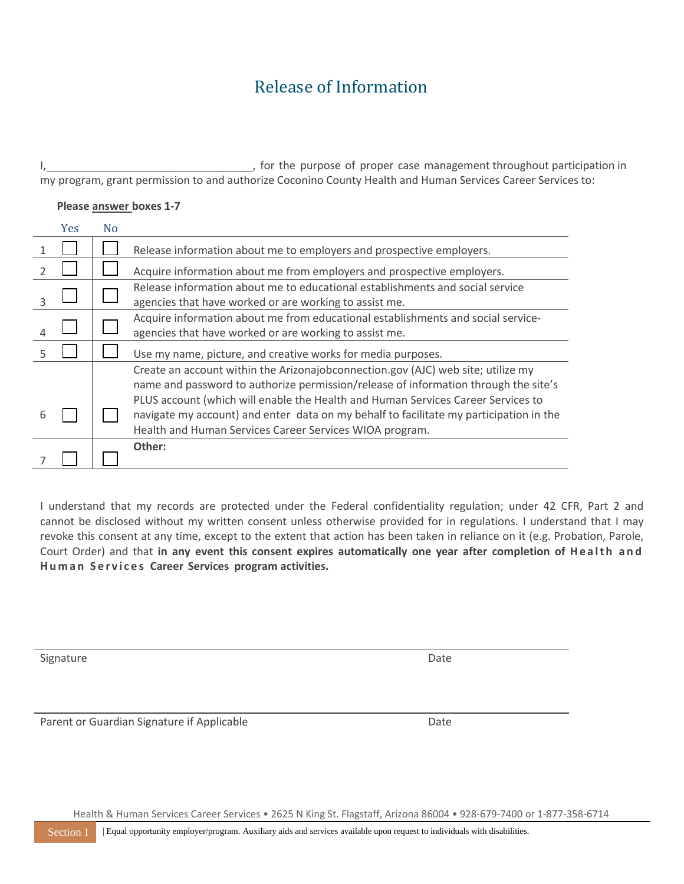# Release of Information

I,\_\_\_\_\_\_\_\_\_\_\_\_\_\_\_\_\_\_\_\_\_\_\_\_\_\_\_\_\_\_\_\_\_\_, for the purpose of proper case management throughout participation in my program, grant permission to and authorize Coconino County Health and Human Services Career Services to:

**Please answer boxes 1-7**

| | Yes | No | |
|---|---|---|---|
| 1 | ☐ | ☐ | Release information about me to employers and prospective employers. |
| 2 | ☐ | ☐ | Acquire information about me from employers and prospective employers. |
| 3 | ☐ | ☐ | Release information about me to educational establishments and social service agencies that have worked or are working to assist me. |
| 4 | ☐ | ☐ | Acquire information about me from educational establishments and social service-agencies that have worked or are working to assist me. |
| 5 | ☐ | ☐ | Use my name, picture, and creative works for media purposes. |
| 6 | ☐ | ☐ | Create an account within the Arizonajobconnection.gov (AJC) web site; utilize my name and password to authorize permission/release of information through the site's PLUS account (which will enable the Health and Human Services Career Services to navigate my account) and enter data on my behalf to facilitate my participation in the Health and Human Services Career Services WIOA program. |
| 7 | ☐ | ☐ | **Other:** |

I understand that my records are protected under the Federal confidentiality regulation; under 42 CFR, Part 2 and cannot be disclosed without my written consent unless otherwise provided for in regulations. I understand that I may revoke this consent at any time, except to the extent that action has been taken in reliance on it (e.g. Probation, Parole, Court Order) and that **in any event this consent expires automatically one year after completion of Health and Human Services Career Services program activities.**

\_\_\_\_\_\_\_\_\_\_\_\_\_\_\_\_\_\_\_\_\_\_\_\_\_\_\_\_\_\_\_\_\_\_\_\_\_\_\_\_\_\_\_\_\_\_\_\_\_\_\_\_\_\_\_\_\_\_\_\_\_\_\_\_\_\_\_\_\_\_\_\_

Signature                                                                                                                                   Date

\_\_\_\_\_\_\_\_\_\_\_\_\_\_\_\_\_\_\_\_\_\_\_\_\_\_\_\_\_\_\_\_\_\_\_\_\_\_\_\_\_\_\_\_\_\_\_\_\_\_\_\_\_\_\_\_\_\_\_\_\_\_\_\_\_\_\_\_\_\_\_\_

Parent or Guardian Signature if Applicable                                                                               Date

Health & Human Services Career Services • 2625 N King St. Flagstaff, Arizona 86004 • 928-679-7400 or 1-877-358-6714

Section 1 | Equal opportunity employer/program. Auxiliary aids and services available upon request to individuals with disabilities.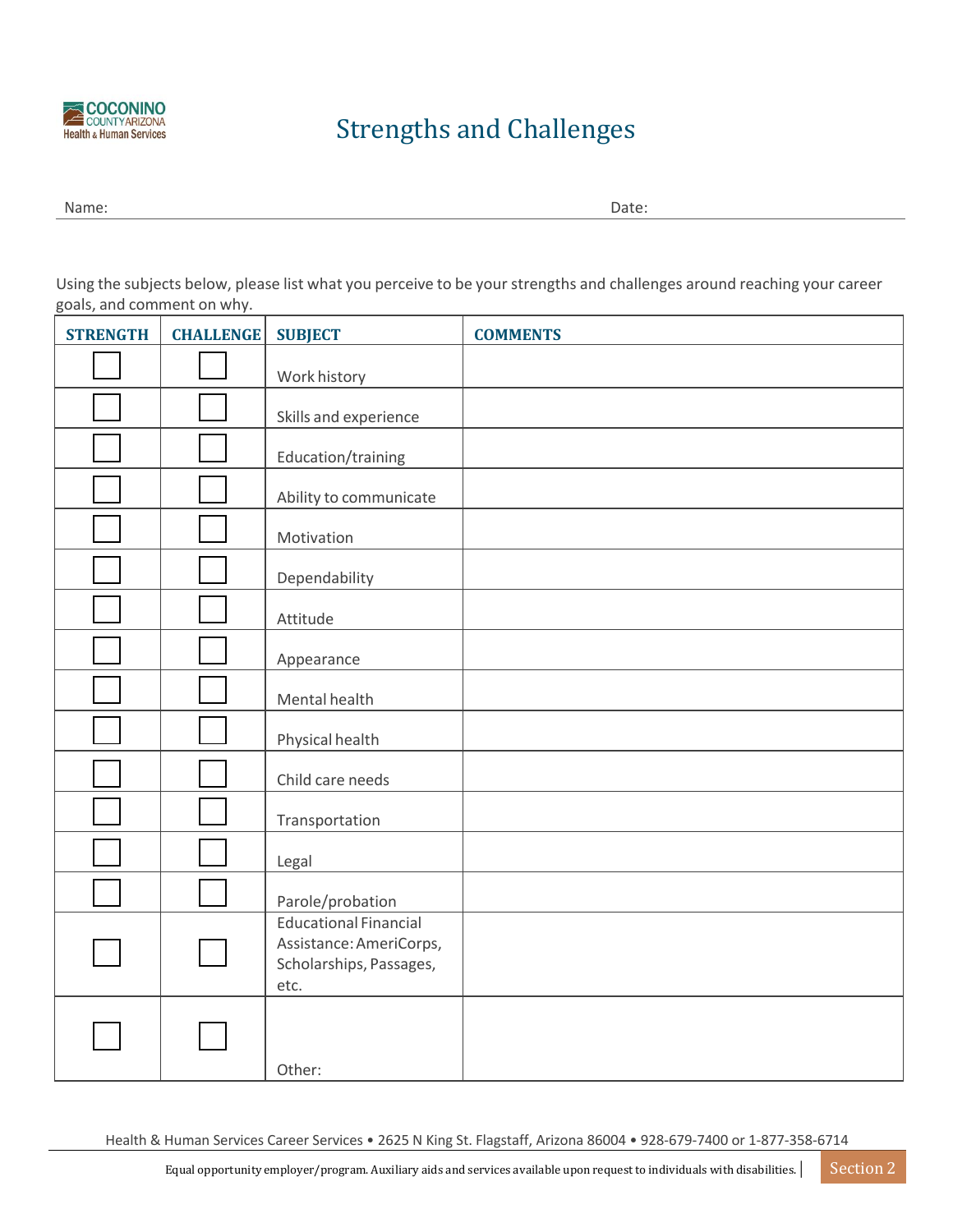# Strengths and Challenges

Name: Date:

Using the subjects below, please list what you perceive to be your strengths and challenges around reaching your career goals, and comment on why.

| STRENGTH | CHALLENGE | SUBJECT | COMMENTS |
|---|---|---|---|
| ☐ | ☐ | Work history | |
| ☐ | ☐ | Skills and experience | |
| ☐ | ☐ | Education/training | |
| ☐ | ☐ | Ability to communicate | |
| ☐ | ☐ | Motivation | |
| ☐ | ☐ | Dependability | |
| ☐ | ☐ | Attitude | |
| ☐ | ☐ | Appearance | |
| ☐ | ☐ | Mental health | |
| ☐ | ☐ | Physical health | |
| ☐ | ☐ | Child care needs | |
| ☐ | ☐ | Transportation | |
| ☐ | ☐ | Legal | |
| ☐ | ☐ | Parole/probation | |
| ☐ | ☐ | Educational Financial Assistance: AmeriCorps, Scholarships, Passages, etc. | |
| ☐ | ☐ | Other: | |

Health & Human Services Career Services • 2625 N King St. Flagstaff, Arizona 86004 • 928-679-7400 or 1-877-358-6714

Equal opportunity employer/program. Auxiliary aids and services available upon request to individuals with disabilities.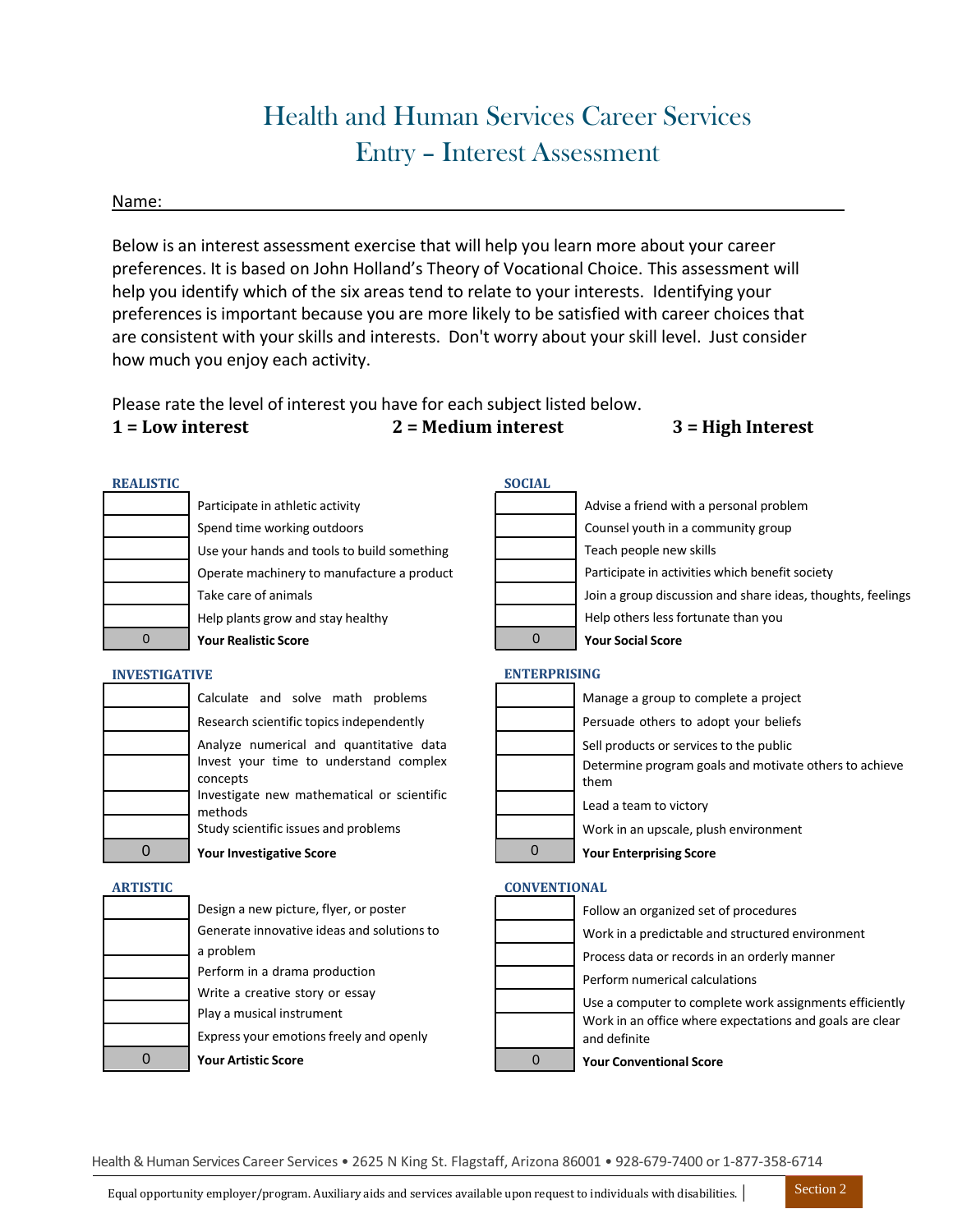# Health and Human Services Career Services
## Entry – Interest Assessment

Name: ____________________________________________

Below is an interest assessment exercise that will help you learn more about your career preferences. It is based on John Holland's Theory of Vocational Choice. This assessment will help you identify which of the six areas tend to relate to your interests. Identifying your preferences is important because you are more likely to be satisfied with career choices that are consistent with your skills and interests. Don't worry about your skill level. Just consider how much you enjoy each activity.

Please rate the level of interest you have for each subject listed below.

**1 = Low interest** **2 = Medium interest** **3 = High Interest**

### REALISTIC

| Rating | Activity |
|---|---|
| | Participate in athletic activity |
| | Spend time working outdoors |
| | Use your hands and tools to build something |
| | Operate machinery to manufacture a product |
| | Take care of animals |
| | Help plants grow and stay healthy |
| 0 | **Your Realistic Score** |

### INVESTIGATIVE

| Rating | Activity |
|---|---|
| | Calculate and solve math problems |
| | Research scientific topics independently |
| | Analyze numerical and quantitative data |
| | Invest your time to understand complex concepts |
| | Investigate new mathematical or scientific methods |
| | Study scientific issues and problems |
| 0 | **Your Investigative Score** |

### ARTISTIC

| Rating | Activity |
|---|---|
| | Design a new picture, flyer, or poster |
| | Generate innovative ideas and solutions to a problem |
| | Perform in a drama production |
| | Write a creative story or essay |
| | Play a musical instrument |
| | Express your emotions freely and openly |
| 0 | **Your Artistic Score** |

### SOCIAL

| Rating | Activity |
|---|---|
| | Advise a friend with a personal problem |
| | Counsel youth in a community group |
| | Teach people new skills |
| | Participate in activities which benefit society |
| | Join a group discussion and share ideas, thoughts, feelings |
| | Help others less fortunate than you |
| 0 | **Your Social Score** |

### ENTERPRISING

| Rating | Activity |
|---|---|
| | Manage a group to complete a project |
| | Persuade others to adopt your beliefs |
| | Sell products or services to the public |
| | Determine program goals and motivate others to achieve them |
| | Lead a team to victory |
| | Work in an upscale, plush environment |
| 0 | **Your Enterprising Score** |

### CONVENTIONAL

| Rating | Activity |
|---|---|
| | Follow an organized set of procedures |
| | Work in a predictable and structured environment |
| | Process data or records in an orderly manner |
| | Perform numerical calculations |
| | Use a computer to complete work assignments efficiently |
| | Work in an office where expectations and goals are clear and definite |
| 0 | **Your Conventional Score** |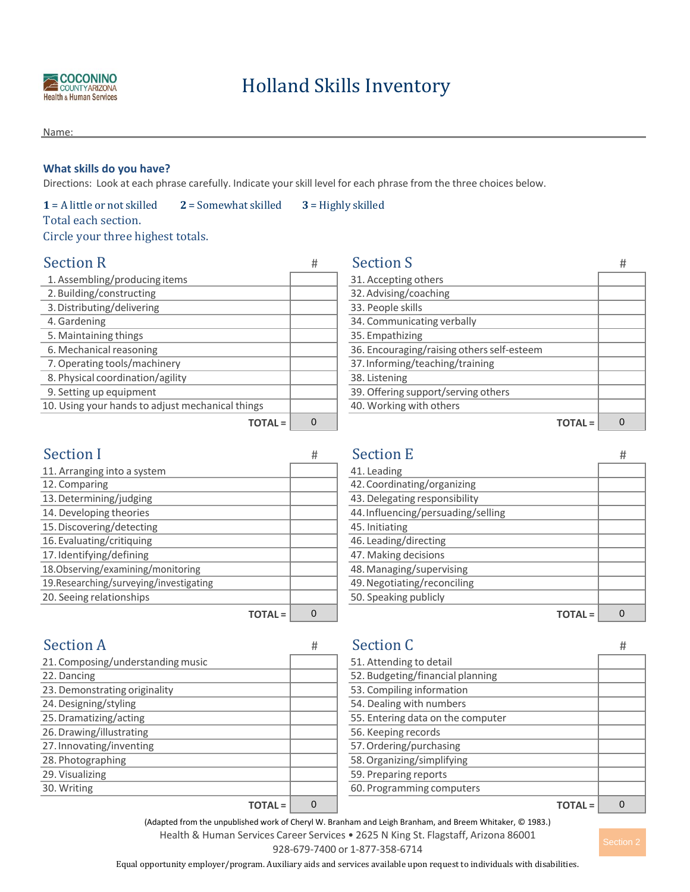COCONINO COUNTY ARIZONA Health & Human Services

# Holland Skills Inventory

Name:

**What skills do you have?**

Directions: Look at each phrase carefully. Indicate your skill level for each phrase from the three choices below.

**1** = A little or not skilled  **2** = Somewhat skilled  **3** = Highly skilled

Total each section.

Circle your three highest totals.

## Section R

| Section R | # |
|---|---|
| 1. Assembling/producing items | |
| 2. Building/constructing | |
| 3. Distributing/delivering | |
| 4. Gardening | |
| 5. Maintaining things | |
| 6. Mechanical reasoning | |
| 7. Operating tools/machinery | |
| 8. Physical coordination/agility | |
| 9. Setting up equipment | |
| 10. Using your hands to adjust mechanical things | |
| **TOTAL =** | 0 |

## Section S

| Section S | # |
|---|---|
| 31. Accepting others | |
| 32. Advising/coaching | |
| 33. People skills | |
| 34. Communicating verbally | |
| 35. Empathizing | |
| 36. Encouraging/raising others self-esteem | |
| 37. Informing/teaching/training | |
| 38. Listening | |
| 39. Offering support/serving others | |
| 40. Working with others | |
| **TOTAL =** | 0 |

## Section I

| Section I | # |
|---|---|
| 11. Arranging into a system | |
| 12. Comparing | |
| 13. Determining/judging | |
| 14. Developing theories | |
| 15. Discovering/detecting | |
| 16. Evaluating/critiquing | |
| 17. Identifying/defining | |
| 18. Observing/examining/monitoring | |
| 19. Researching/surveying/investigating | |
| 20. Seeing relationships | |
| **TOTAL =** | 0 |

## Section E

| Section E | # |
|---|---|
| 41. Leading | |
| 42. Coordinating/organizing | |
| 43. Delegating responsibility | |
| 44. Influencing/persuading/selling | |
| 45. Initiating | |
| 46. Leading/directing | |
| 47. Making decisions | |
| 48. Managing/supervising | |
| 49. Negotiating/reconciling | |
| 50. Speaking publicly | |
| **TOTAL =** | 0 |

## Section A

| Section A | # |
|---|---|
| 21. Composing/understanding music | |
| 22. Dancing | |
| 23. Demonstrating originality | |
| 24. Designing/styling | |
| 25. Dramatizing/acting | |
| 26. Drawing/illustrating | |
| 27. Innovating/inventing | |
| 28. Photographing | |
| 29. Visualizing | |
| 30. Writing | |
| **TOTAL =** | 0 |

## Section C

| Section C | # |
|---|---|
| 51. Attending to detail | |
| 52. Budgeting/financial planning | |
| 53. Compiling information | |
| 54. Dealing with numbers | |
| 55. Entering data on the computer | |
| 56. Keeping records | |
| 57. Ordering/purchasing | |
| 58. Organizing/simplifying | |
| 59. Preparing reports | |
| 60. Programming computers | |
| **TOTAL =** | 0 |

(Adapted from the unpublished work of Cheryl W. Branham and Leigh Branham, and Breem Whitaker, © 1983.)

Health & Human Services Career Services • 2625 N King St. Flagstaff, Arizona 86001

928-679-7400 or 1-877-358-6714

Section 2

Equal opportunity employer/program. Auxiliary aids and services available upon request to individuals with disabilities.